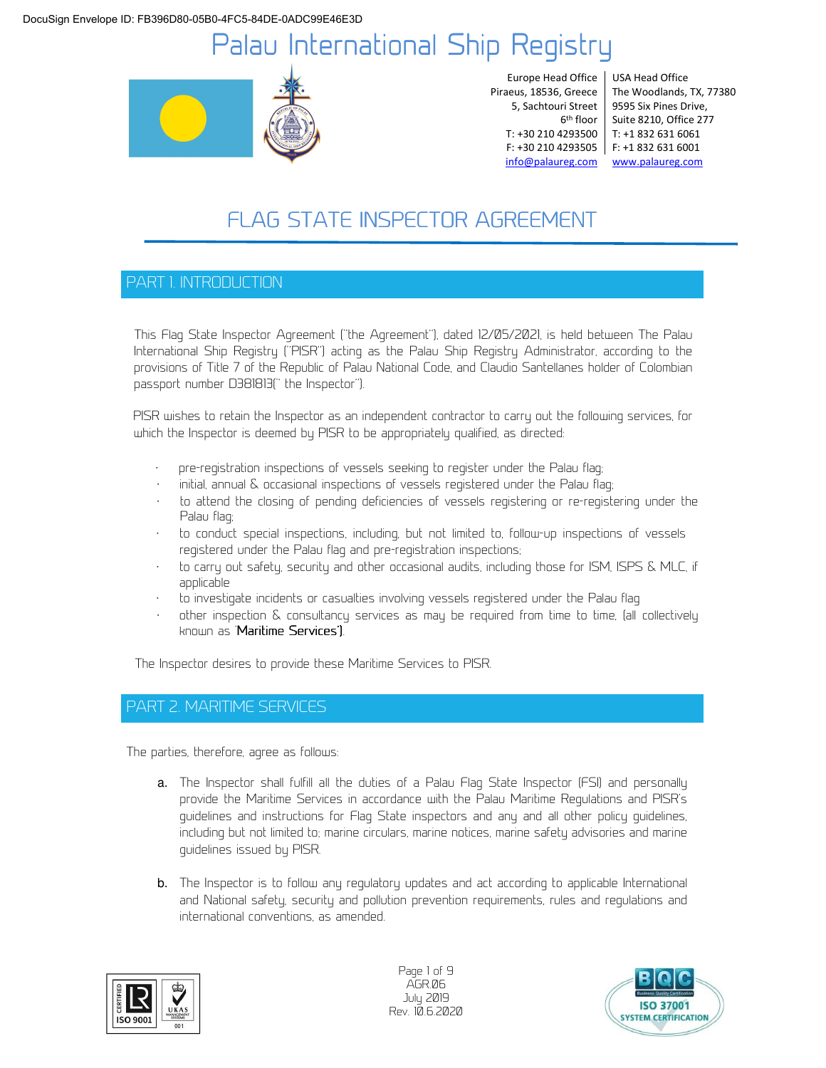DocuSign Envelope ID: FB396D80-05B0-4FC5-84DE-0ADC99E46E3D

# Palau International Ship Registry

Europe Head Office
Piraeus, 18536, Greece
5, Sachtouri Street
6th floor
T: +30 210 4293500
F: +30 210 4293505
info@palaureg.com

USA Head Office
The Woodlands, TX, 77380
9595 Six Pines Drive,
Suite 8210, Office 277
T: +1 832 631 6061
F: +1 832 631 6001
www.palaureg.com

# FLAG STATE INSPECTOR AGREEMENT

## PART 1. INTRODUCTION

This Flag State Inspector Agreement ("the Agreement"), dated 12/05/2021, is held between The Palau International Ship Registry ("PISR") acting as the Palau Ship Registry Administrator, according to the provisions of Title 7 of the Republic of Palau National Code, and Claudio Santellanes holder of Colombian passport number D381813(" the Inspector").

PISR wishes to retain the Inspector as an independent contractor to carry out the following services, for which the Inspector is deemed by PISR to be appropriately qualified, as directed:

- pre-registration inspections of vessels seeking to register under the Palau flag;
- initial, annual & occasional inspections of vessels registered under the Palau flag;
- to attend the closing of pending deficiencies of vessels registering or re-registering under the Palau flag;
- to conduct special inspections, including, but not limited to, follow-up inspections of vessels registered under the Palau flag and pre-registration inspections;
- to carry out safety, security and other occasional audits, including those for ISM, ISPS & MLC, if applicable
- to investigate incidents or casualties involving vessels registered under the Palau flag
- other inspection & consultancy services as may be required from time to time, (all collectively known as '**Maritime Services**').

The Inspector desires to provide these Maritime Services to PISR.

## PART 2. MARITIME SERVICES

The parties, therefore, agree as follows:

**a.** The Inspector shall fulfill all the duties of a Palau Flag State Inspector (FSI) and personally provide the Maritime Services in accordance with the Palau Maritime Regulations and PISR's guidelines and instructions for Flag State inspectors and any and all other policy guidelines, including but not limited to; marine circulars, marine notices, marine safety advisories and marine guidelines issued by PISR.

**b.** The Inspector is to follow any regulatory updates and act according to applicable International and National safety, security and pollution prevention requirements, rules and regulations and international conventions, as amended.

AGR.06
July 2019
Rev. 10.6.2020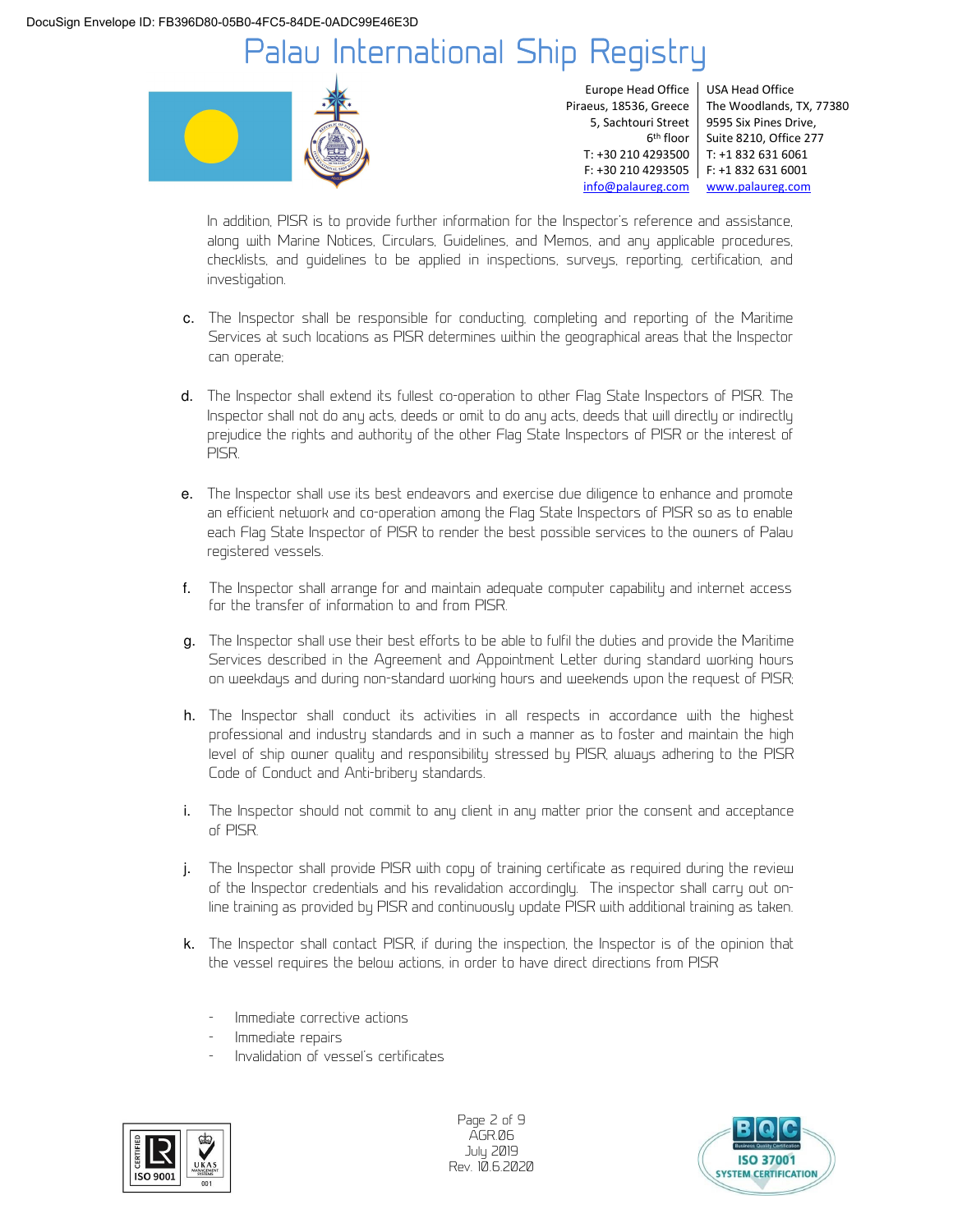In addition, PISR is to provide further information for the Inspector's reference and assistance, along with Marine Notices, Circulars, Guidelines, and Memos, and any applicable procedures, checklists, and guidelines to be applied in inspections, surveys, reporting, certification, and investigation.

c. The Inspector shall be responsible for conducting, completing and reporting of the Maritime Services at such locations as PISR determines within the geographical areas that the Inspector can operate;

d. The Inspector shall extend its fullest co-operation to other Flag State Inspectors of PISR. The Inspector shall not do any acts, deeds or omit to do any acts, deeds that will directly or indirectly prejudice the rights and authority of the other Flag State Inspectors of PISR or the interest of PISR.

e. The Inspector shall use its best endeavors and exercise due diligence to enhance and promote an efficient network and co-operation among the Flag State Inspectors of PISR so as to enable each Flag State Inspector of PISR to render the best possible services to the owners of Palau registered vessels.

f. The Inspector shall arrange for and maintain adequate computer capability and internet access for the transfer of information to and from PISR.

g. The Inspector shall use their best efforts to be able to fulfil the duties and provide the Maritime Services described in the Agreement and Appointment Letter during standard working hours on weekdays and during non-standard working hours and weekends upon the request of PISR;

h. The Inspector shall conduct its activities in all respects in accordance with the highest professional and industry standards and in such a manner as to foster and maintain the high level of ship owner quality and responsibility stressed by PISR, always adhering to the PISR Code of Conduct and Anti-bribery standards.

i. The Inspector should not commit to any client in any matter prior the consent and acceptance of PISR.

j. The Inspector shall provide PISR with copy of training certificate as required during the review of the Inspector credentials and his revalidation accordingly. The inspector shall carry out on-line training as provided by PISR and continuously update PISR with additional training as taken.

k. The Inspector shall contact PISR, if during the inspection, the Inspector is of the opinion that the vessel requires the below actions, in order to have direct directions from PISR

- Immediate corrective actions
- Immediate repairs
- Invalidation of vessel's certificates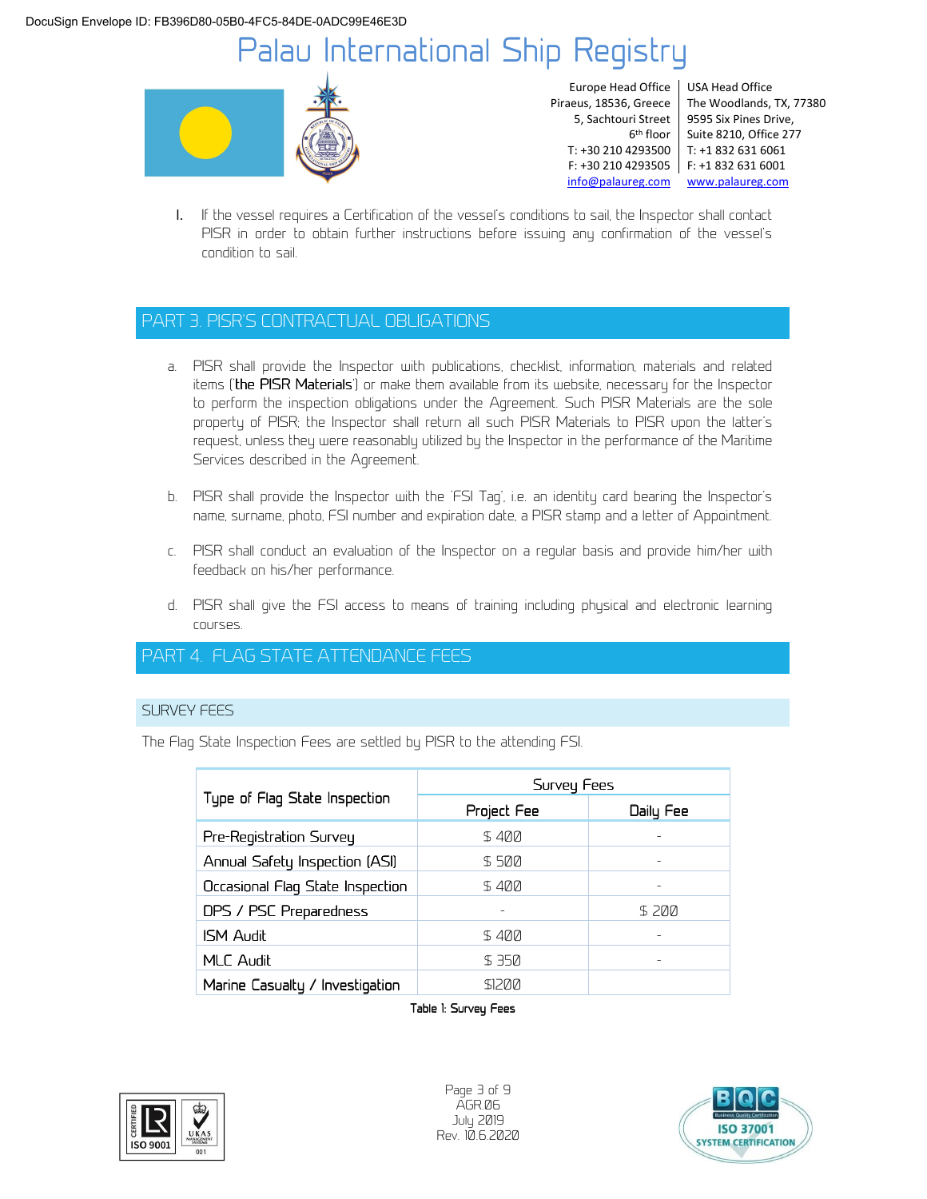l. If the vessel requires a Certification of the vessel's conditions to sail, the Inspector shall contact PISR in order to obtain further instructions before issuing any confirmation of the vessel's condition to sail.

## PART 3. PISR'S CONTRACTUAL OBLIGATIONS

a. PISR shall provide the Inspector with publications, checklist, information, materials and related items ('**the PISR Materials**') or make them available from its website, necessary for the Inspector to perform the inspection obligations under the Agreement. Such PISR Materials are the sole property of PISR; the Inspector shall return all such PISR Materials to PISR upon the latter's request, unless they were reasonably utilized by the Inspector in the performance of the Maritime Services described in the Agreement.

b. PISR shall provide the Inspector with the 'FSI Tag', i.e. an identity card bearing the Inspector's name, surname, photo, FSI number and expiration date, a PISR stamp and a letter of Appointment.

c. PISR shall conduct an evaluation of the Inspector on a regular basis and provide him/her with feedback on his/her performance.

d. PISR shall give the FSI access to means of training including physical and electronic learning courses.

## PART 4. FLAG STATE ATTENDANCE FEES

### SURVEY FEES

The Flag State Inspection Fees are settled by PISR to the attending FSI.

| Type of Flag State Inspection | Survey Fees | |
|---|---|---|
| | Project Fee | Daily Fee |
| Pre-Registration Survey | $ 400 | - |
| Annual Safety Inspection (ASI) | $ 500 | - |
| Occasional Flag State Inspection | $ 400 | - |
| DPS / PSC Preparedness | - | $ 200 |
| ISM Audit | $ 400 | - |
| MLC Audit | $ 350 | - |
| Marine Casualty / Investigation | $1200 | |

**Table 1: Survey Fees**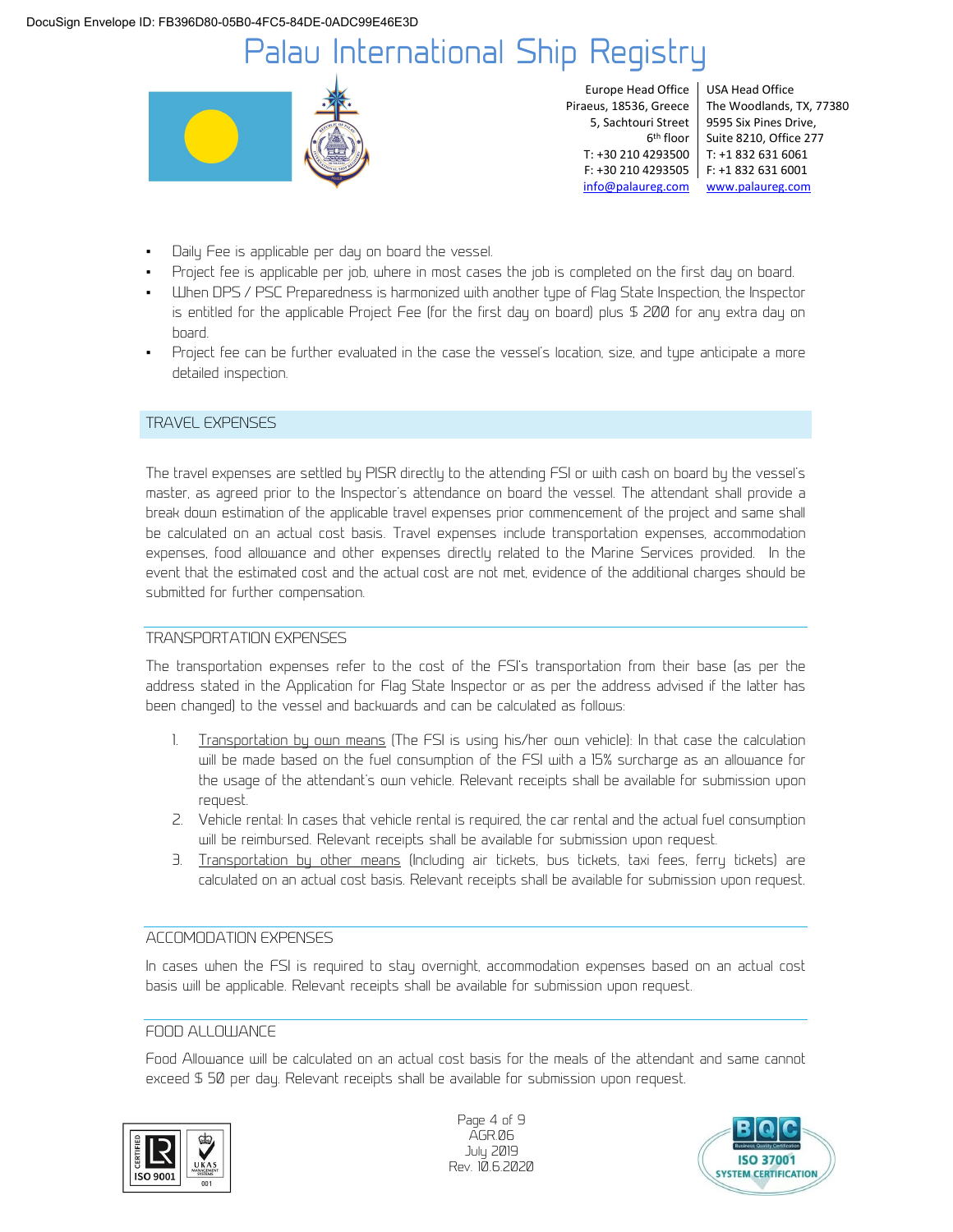- Daily Fee is applicable per day on board the vessel.
- Project fee is applicable per job, where in most cases the job is completed on the first day on board.
- When DPS / PSC Preparedness is harmonized with another type of Flag State Inspection, the Inspector is entitled for the applicable Project Fee (for the first day on board) plus $ 200 for any extra day on board.
- Project fee can be further evaluated in the case the vessel's location, size, and type anticipate a more detailed inspection.

## TRAVEL EXPENSES

The travel expenses are settled by PISR directly to the attending FSI or with cash on board by the vessel's master, as agreed prior to the Inspector's attendance on board the vessel. The attendant shall provide a break down estimation of the applicable travel expenses prior commencement of the project and same shall be calculated on an actual cost basis. Travel expenses include transportation expenses, accommodation expenses, food allowance and other expenses directly related to the Marine Services provided. In the event that the estimated cost and the actual cost are not met, evidence of the additional charges should be submitted for further compensation.

### TRANSPORTATION EXPENSES

The transportation expenses refer to the cost of the FSI's transportation from their base (as per the address stated in the Application for Flag State Inspector or as per the address advised if the latter has been changed) to the vessel and backwards and can be calculated as follows:

1. Transportation by own means (The FSI is using his/her own vehicle): In that case the calculation will be made based on the fuel consumption of the FSI with a 15% surcharge as an allowance for the usage of the attendant's own vehicle. Relevant receipts shall be available for submission upon request.
2. Vehicle rental: In cases that vehicle rental is required, the car rental and the actual fuel consumption will be reimbursed. Relevant receipts shall be available for submission upon request.
3. Transportation by other means (Including air tickets, bus tickets, taxi fees, ferry tickets) are calculated on an actual cost basis. Relevant receipts shall be available for submission upon request.

### ACCOMODATION EXPENSES

In cases when the FSI is required to stay overnight, accommodation expenses based on an actual cost basis will be applicable. Relevant receipts shall be available for submission upon request.

### FOOD ALLOWANCE

Food Allowance will be calculated on an actual cost basis for the meals of the attendant and same cannot exceed $ 50 per day. Relevant receipts shall be available for submission upon request.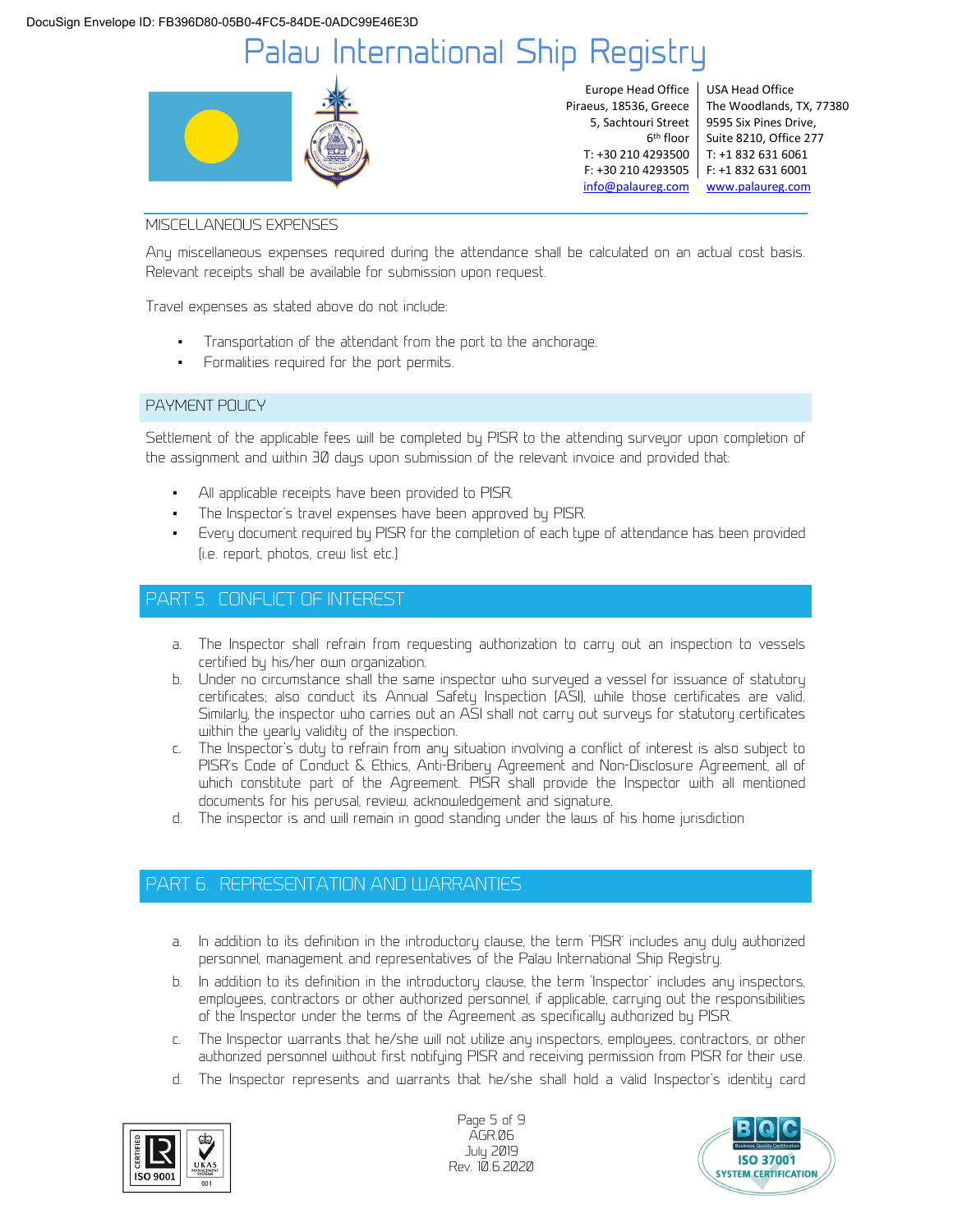### MISCELLANEOUS EXPENSES

Any miscellaneous expenses required during the attendance shall be calculated on an actual cost basis. Relevant receipts shall be available for submission upon request.

Travel expenses as stated above do not include:

- Transportation of the attendant from the port to the anchorage.
- Formalities required for the port permits.

### PAYMENT POLICY

Settlement of the applicable fees will be completed by PISR to the attending surveyor upon completion of the assignment and within 30 days upon submission of the relevant invoice and provided that:

- All applicable receipts have been provided to PISR.
- The Inspector's travel expenses have been approved by PISR.
- Every document required by PISR for the completion of each type of attendance has been provided (i.e. report, photos, crew list etc.)

## PART 5. CONFLICT OF INTEREST

a. The Inspector shall refrain from requesting authorization to carry out an inspection to vessels certified by his/her own organization.

b. Under no circumstance shall the same inspector who surveyed a vessel for issuance of statutory certificates; also conduct its Annual Safety Inspection (ASI), while those certificates are valid. Similarly, the inspector who carries out an ASI shall not carry out surveys for statutory certificates within the yearly validity of the inspection.

c. The Inspector's duty to refrain from any situation involving a conflict of interest is also subject to PISR's Code of Conduct & Ethics, Anti-Bribery Agreement and Non-Disclosure Agreement, all of which constitute part of the Agreement. PISR shall provide the Inspector with all mentioned documents for his perusal, review, acknowledgement and signature.

d. The inspector is and will remain in good standing under the laws of his home jurisdiction

## PART 6. REPRESENTATION AND WARRANTIES

a. In addition to its definition in the introductory clause, the term 'PISR' includes any duly authorized personnel, management and representatives of the Palau International Ship Registry.

b. In addition to its definition in the introductory clause, the term 'Inspector' includes any inspectors, employees, contractors or other authorized personnel, if applicable, carrying out the responsibilities of the Inspector under the terms of the Agreement as specifically authorized by PISR.

c. The Inspector warrants that he/she will not utilize any inspectors, employees, contractors, or other authorized personnel without first notifying PISR and receiving permission from PISR for their use.

d. The Inspector represents and warrants that he/she shall hold a valid Inspector's identity card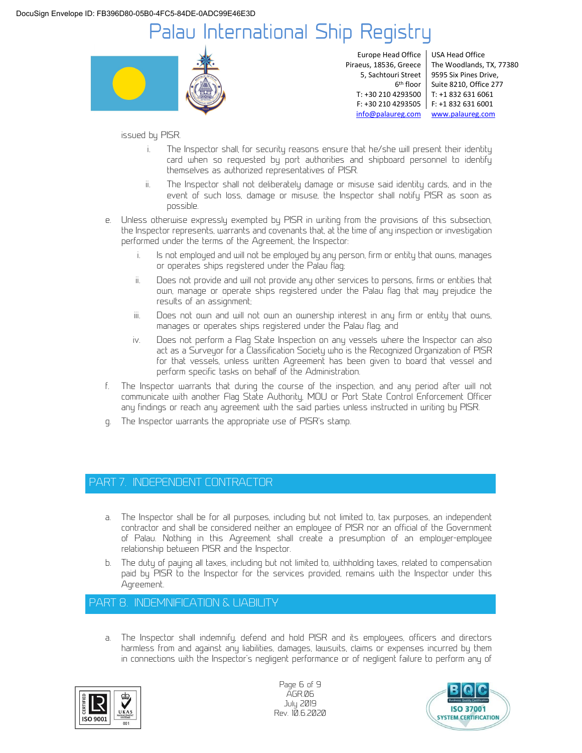issued by PISR.

i. The Inspector shall, for security reasons ensure that he/she will present their identity card when so requested by port authorities and shipboard personnel to identify themselves as authorized representatives of PISR.

ii. The Inspector shall not deliberately damage or misuse said identity cards, and in the event of such loss, damage or misuse, the Inspector shall notify PISR as soon as possible.

e. Unless otherwise expressly exempted by PISR in writing from the provisions of this subsection, the Inspector represents, warrants and covenants that, at the time of any inspection or investigation performed under the terms of the Agreement, the Inspector:

i. Is not employed and will not be employed by any person, firm or entity that owns, manages or operates ships registered under the Palau flag;

ii. Does not provide and will not provide any other services to persons, firms or entities that own, manage or operate ships registered under the Palau flag that may prejudice the results of an assignment;

iii. Does not own and will not own an ownership interest in any firm or entity that owns, manages or operates ships registered under the Palau flag; and

iv. Does not perform a Flag State Inspection on any vessels where the Inspector can also act as a Surveyor for a Classification Society who is the Recognized Organization of PISR for that vessels, unless written Agreement has been given to board that vessel and perform specific tasks on behalf of the Administration.

f. The Inspector warrants that during the course of the inspection, and any period after will not communicate with another Flag State Authority, MOU or Port State Control Enforcement Officer any findings or reach any agreement with the said parties unless instructed in writing by PISR.

g. The Inspector warrants the appropriate use of PISR's stamp.

## PART 7. INDEPENDENT CONTRACTOR

a. The Inspector shall be for all purposes, including but not limited to, tax purposes, an independent contractor and shall be considered neither an employee of PISR nor an official of the Government of Palau. Nothing in this Agreement shall create a presumption of an employer-employee relationship between PISR and the Inspector.

b. The duty of paying all taxes, including but not limited to, withholding taxes, related to compensation paid by PISR to the Inspector for the services provided, remains with the Inspector under this Agreement.

## PART 8. INDEMNIFICATION & LIABILITY

a. The Inspector shall indemnify, defend and hold PISR and its employees, officers and directors harmless from and against any liabilities, damages, lawsuits, claims or expenses incurred by them in connections with the Inspector's negligent performance or of negligent failure to perform any of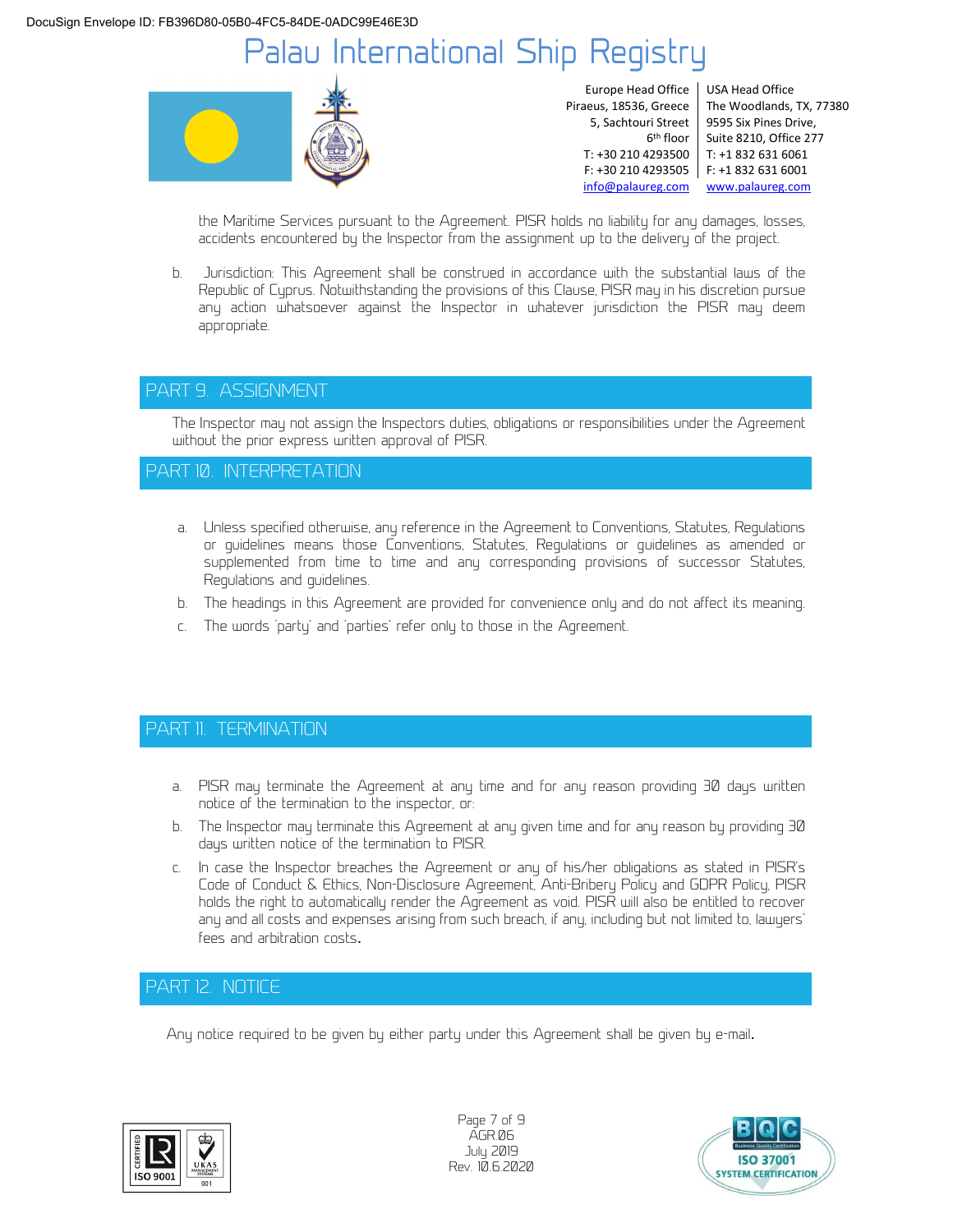the Maritime Services pursuant to the Agreement. PISR holds no liability for any damages, losses, accidents encountered by the Inspector from the assignment up to the delivery of the project.

b. Jurisdiction: This Agreement shall be construed in accordance with the substantial laws of the Republic of Cyprus. Notwithstanding the provisions of this Clause, PISR may in his discretion pursue any action whatsoever against the Inspector in whatever jurisdiction the PISR may deem appropriate.

## PART 9. ASSIGNMENT

The Inspector may not assign the Inspectors duties, obligations or responsibilities under the Agreement without the prior express written approval of PISR.

## PART 10. INTERPRETATION

a. Unless specified otherwise, any reference in the Agreement to Conventions, Statutes, Regulations or guidelines means those Conventions, Statutes, Regulations or guidelines as amended or supplemented from time to time and any corresponding provisions of successor Statutes, Regulations and guidelines.

b. The headings in this Agreement are provided for convenience only and do not affect its meaning.

c. The words 'party' and 'parties' refer only to those in the Agreement.

## PART 11. TERMINATION

a. PISR may terminate the Agreement at any time and for any reason providing 30 days written notice of the termination to the inspector, or:

b. The Inspector may terminate this Agreement at any given time and for any reason by providing 30 days written notice of the termination to PISR.

c. In case the Inspector breaches the Agreement or any of his/her obligations as stated in PISR's Code of Conduct & Ethics, Non-Disclosure Agreement, Anti-Bribery Policy and GDPR Policy, PISR holds the right to automatically render the Agreement as void. PISR will also be entitled to recover any and all costs and expenses arising from such breach, if any, including but not limited to, lawyers' fees and arbitration costs.

## PART 12. NOTICE

Any notice required to be given by either party under this Agreement shall be given by e-mail.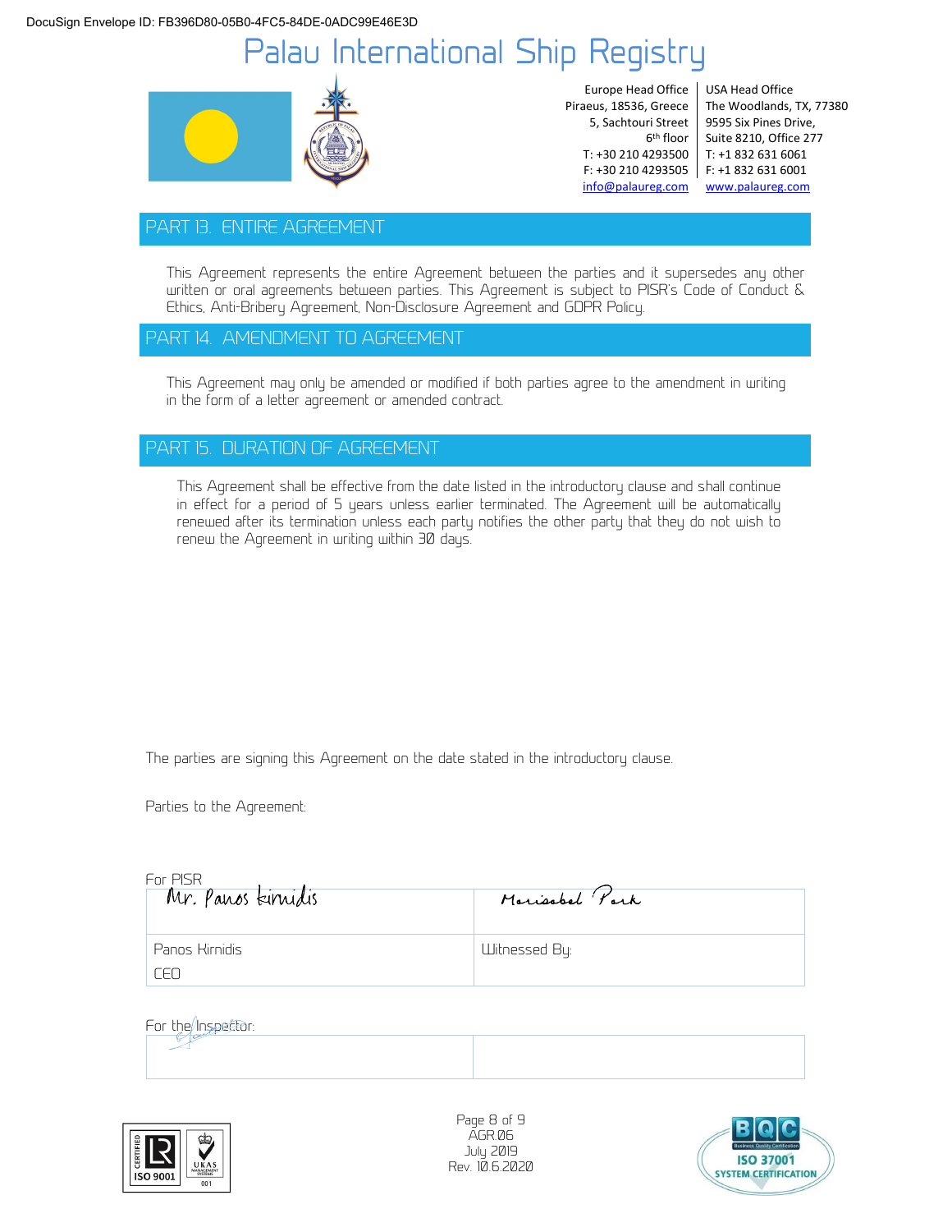## PART 13. ENTIRE AGREEMENT

This Agreement represents the entire Agreement between the parties and it supersedes any other written or oral agreements between parties. This Agreement is subject to PISR's Code of Conduct & Ethics, Anti-Bribery Agreement, Non-Disclosure Agreement and GDPR Policy.

## PART 14. AMENDMENT TO AGREEMENT

This Agreement may only be amended or modified if both parties agree to the amendment in writing in the form of a letter agreement or amended contract.

## PART 15. DURATION OF AGREEMENT

This Agreement shall be effective from the date listed in the introductory clause and shall continue in effect for a period of 5 years unless earlier terminated. The Agreement will be automatically renewed after its termination unless each party notifies the other party that they do not wish to renew the Agreement in writing within 30 days.

The parties are signing this Agreement on the date stated in the introductory clause.

Parties to the Agreement:

For PISR

| Mr. Panos Kirnidis | Marissabel Park |
| --- | --- |
| Panos Kirnidis<br>CEO | Witnessed By: |

For the Inspector:

| | |
| --- | --- |
| | |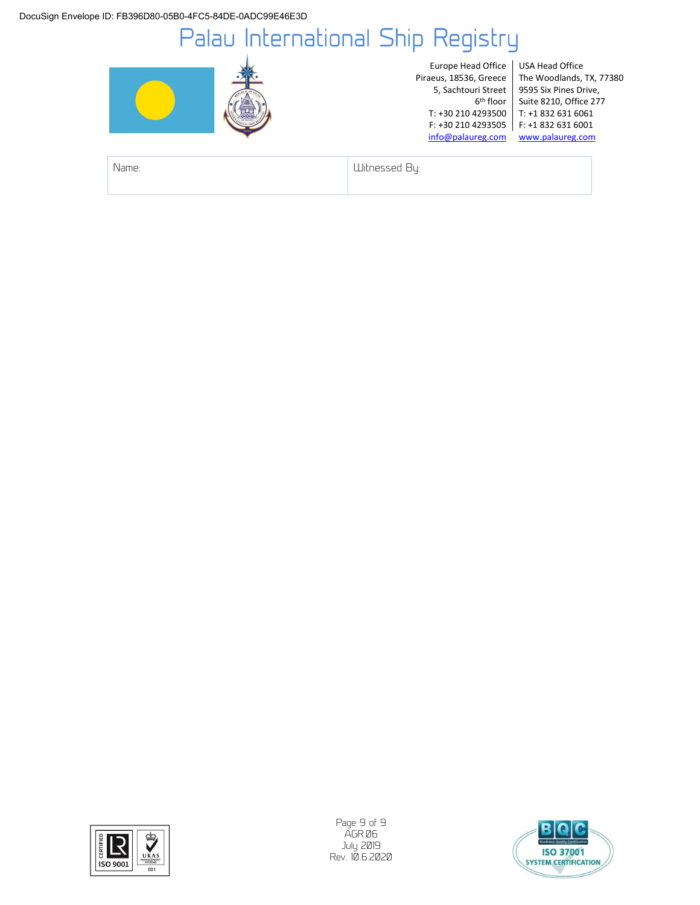| Name: | Witnessed By: |
| --- | --- |